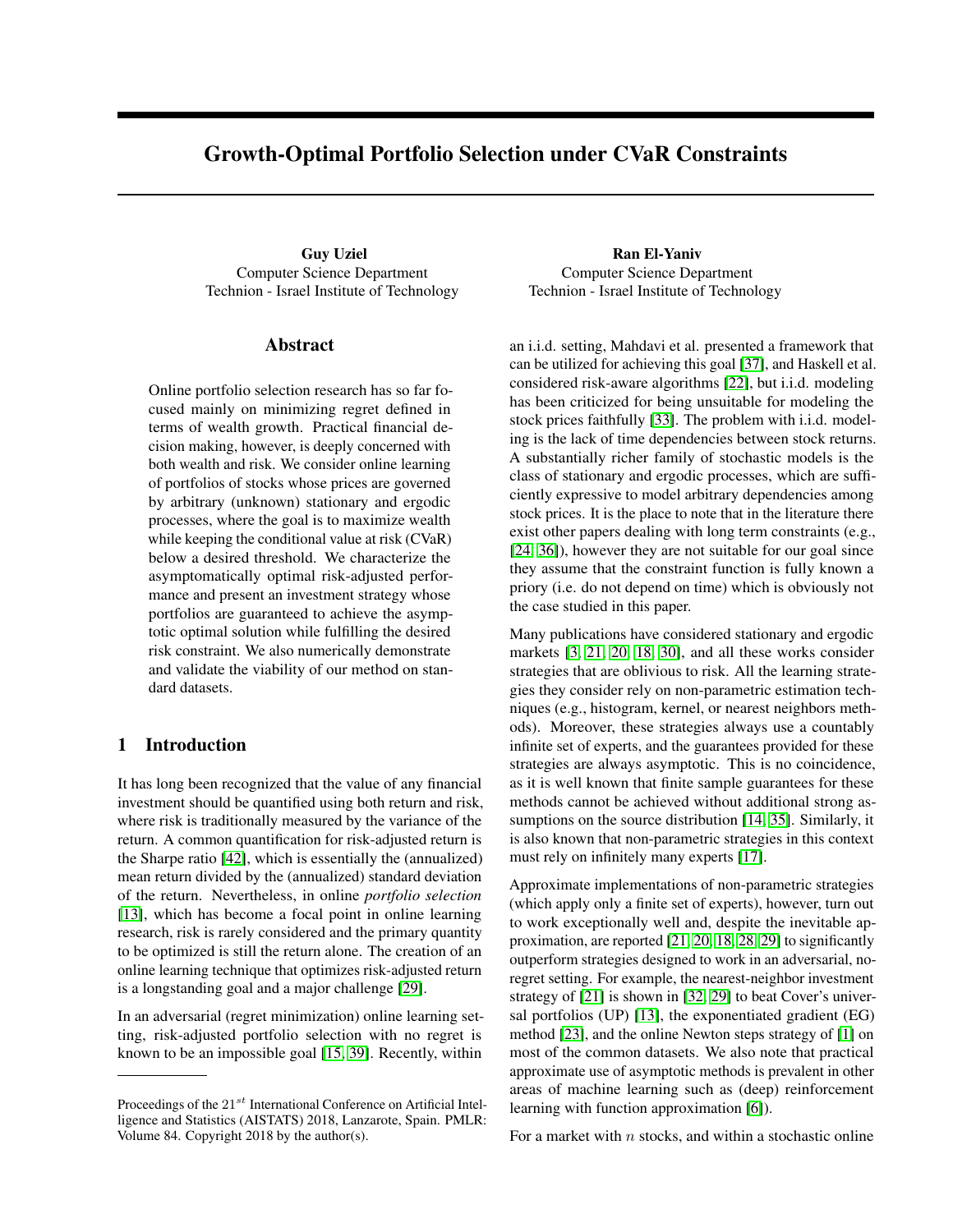# Growth-Optimal Portfolio Selection under CVaR Constraints

**Guy Uziel**
Computer Science Department
Technion - Israel Institute of Technology

**Ran El-Yaniv**
Computer Science Department
Technion - Israel Institute of Technology

## Abstract

Online portfolio selection research has so far focused mainly on minimizing regret defined in terms of wealth growth. Practical financial decision making, however, is deeply concerned with both wealth and risk. We consider online learning of portfolios of stocks whose prices are governed by arbitrary (unknown) stationary and ergodic processes, where the goal is to maximize wealth while keeping the conditional value at risk (CVaR) below a desired threshold. We characterize the asymptotically optimal risk-adjusted performance and present an investment strategy whose portfolios are guaranteed to achieve the asymptotic optimal solution while fulfilling the desired risk constraint. We also numerically demonstrate and validate the viability of our method on standard datasets.

## 1 Introduction

It has long been recognized that the value of any financial investment should be quantified using both return and risk, where risk is traditionally measured by the variance of the return. A common quantification for risk-adjusted return is the Sharpe ratio [42], which is essentially the (annualized) mean return divided by the (annualized) standard deviation of the return. Nevertheless, in online *portfolio selection* [13], which has become a focal point in online learning research, risk is rarely considered and the primary quantity to be optimized is still the return alone. The creation of an online learning technique that optimizes risk-adjusted return is a longstanding goal and a major challenge [29].

In an adversarial (regret minimization) online learning setting, risk-adjusted portfolio selection with no regret is known to be an impossible goal [15, 39]. Recently, within an i.i.d. setting, Mahdavi et al. presented a framework that can be utilized for achieving this goal [37], and Haskell et al. considered risk-aware algorithms [22], but i.i.d. modeling has been criticized for being unsuitable for modeling the stock prices faithfully [33]. The problem with i.i.d. modeling is the lack of time dependencies between stock returns. A substantially richer family of stochastic models is the class of stationary and ergodic processes, which are sufficiently expressive to model arbitrary dependencies among stock prices. It is the place to note that in the literature there exist other papers dealing with long term constraints (e.g., [24, 36]), however they are not suitable for our goal since they assume that the constraint function is fully known a priory (i.e. do not depend on time) which is obviously not the case studied in this paper.

Many publications have considered stationary and ergodic markets [3, 21, 20, 18, 30], and all these works consider strategies that are oblivious to risk. All the learning strategies they consider rely on non-parametric estimation techniques (e.g., histogram, kernel, or nearest neighbors methods). Moreover, these strategies always use a countably infinite set of experts, and the guarantees provided for these strategies are always asymptotic. This is no coincidence, as it is well known that finite sample guarantees for these methods cannot be achieved without additional strong assumptions on the source distribution [14, 35]. Similarly, it is also known that non-parametric strategies in this context must rely on infinitely many experts [17].

Approximate implementations of non-parametric strategies (which apply only a finite set of experts), however, turn out to work exceptionally well and, despite the inevitable approximation, are reported [21, 20, 18, 28, 29] to significantly outperform strategies designed to work in an adversarial, no-regret setting. For example, the nearest-neighbor investment strategy of [21] is shown in [32, 29] to beat Cover's universal portfolios (UP) [13], the exponentiated gradient (EG) method [23], and the online Newton steps strategy of [1] on most of the common datasets. We also note that practical approximate use of asymptotic methods is prevalent in other areas of machine learning such as (deep) reinforcement learning with function approximation [6]).

For a market with $n$ stocks, and within a stochastic online

Proceedings of the 21$^{st}$ International Conference on Artificial Intelligence and Statistics (AISTATS) 2018, Lanzarote, Spain. PMLR: Volume 84. Copyright 2018 by the author(s).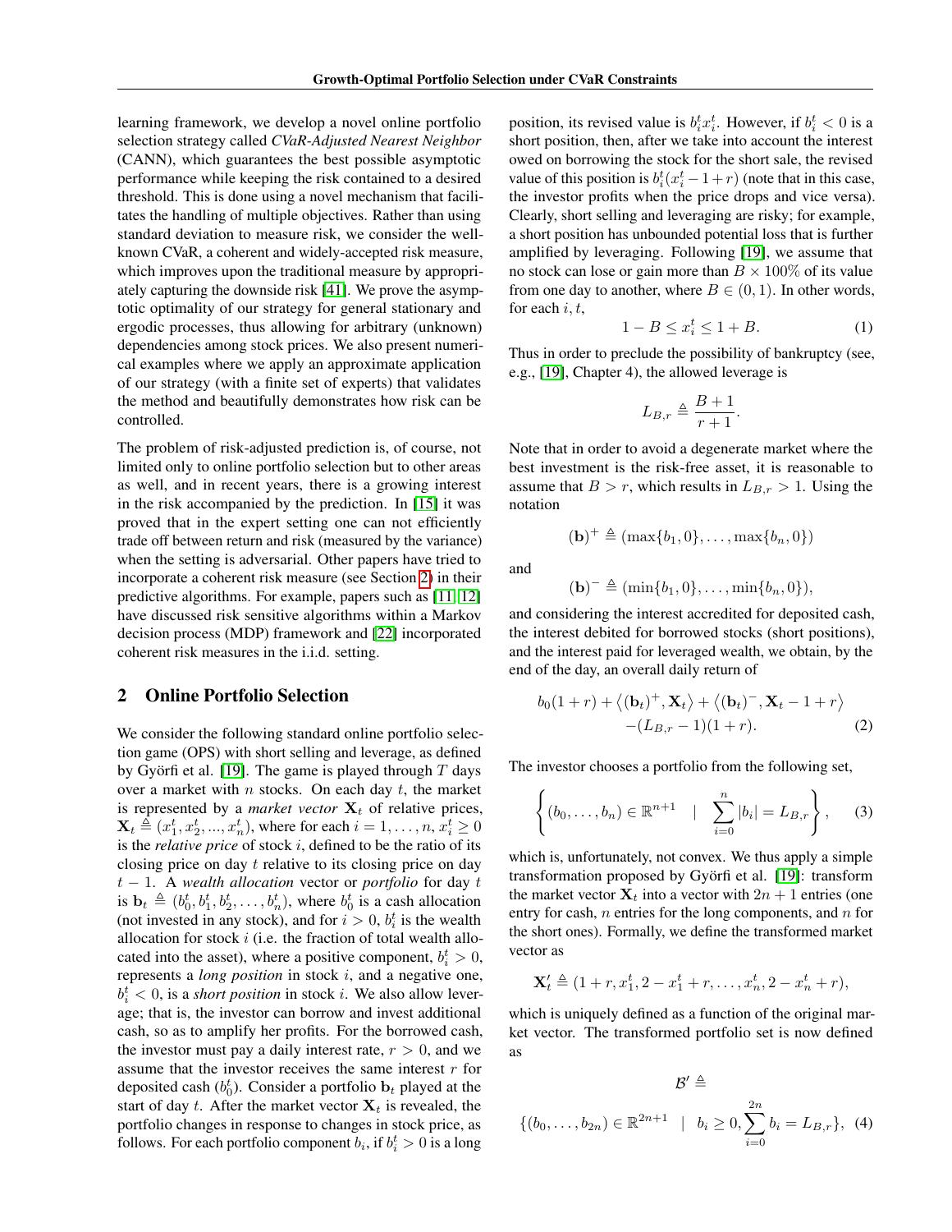learning framework, we develop a novel online portfolio selection strategy called *CVaR-Adjusted Nearest Neighbor* (CANN), which guarantees the best possible asymptotic performance while keeping the risk contained to a desired threshold. This is done using a novel mechanism that facilitates the handling of multiple objectives. Rather than using standard deviation to measure risk, we consider the well-known CVaR, a coherent and widely-accepted risk measure, which improves upon the traditional measure by appropriately capturing the downside risk [41]. We prove the asymptotic optimality of our strategy for general stationary and ergodic processes, thus allowing for arbitrary (unknown) dependencies among stock prices. We also present numerical examples where we apply an approximate application of our strategy (with a finite set of experts) that validates the method and beautifully demonstrates how risk can be controlled.

The problem of risk-adjusted prediction is, of course, not limited only to online portfolio selection but to other areas as well, and in recent years, there is a growing interest in the risk accompanied by the prediction. In [15] it was proved that in the expert setting one can not efficiently trade off between return and risk (measured by the variance) when the setting is adversarial. Other papers have tried to incorporate a coherent risk measure (see Section 2) in their predictive algorithms. For example, papers such as [11, 12] have discussed risk sensitive algorithms within a Markov decision process (MDP) framework and [22] incorporated coherent risk measures in the i.i.d. setting.

## 2 Online Portfolio Selection

We consider the following standard online portfolio selection game (OPS) with short selling and leverage, as defined by Györfi et al. [19]. The game is played through $T$ days over a market with $n$ stocks. On each day $t$, the market is represented by a *market vector* $\mathbf{X}_t$ of relative prices, $\mathbf{X}_t \triangleq (x_1^t, x_2^t, ..., x_n^t)$, where for each $i = 1, \ldots, n$, $x_i^t \geq 0$ is the *relative price* of stock $i$, defined to be the ratio of its closing price on day $t$ relative to its closing price on day $t-1$. A *wealth allocation* vector or *portfolio* for day $t$ is $\mathbf{b}_t \triangleq (b_0^t, b_1^t, b_2^t, \ldots, b_n^t)$, where $b_0^t$ is a cash allocation (not invested in any stock), and for $i > 0$, $b_i^t$ is the wealth allocation for stock $i$ (i.e. the fraction of total wealth allocated into the asset), where a positive component, $b_i^t > 0$, represents a *long position* in stock $i$, and a negative one, $b_i^t < 0$, is a *short position* in stock $i$. We also allow leverage; that is, the investor can borrow and invest additional cash, so as to amplify her profits. For the borrowed cash, the investor must pay a daily interest rate, $r > 0$, and we assume that the investor receives the same interest $r$ for deposited cash ($b_0^t$). Consider a portfolio $\mathbf{b}_t$ played at the start of day $t$. After the market vector $\mathbf{X}_t$ is revealed, the portfolio changes in response to changes in stock price, as follows. For each portfolio component $b_i$, if $b_i^t > 0$ is a long position, its revised value is $b_i^t x_i^t$. However, if $b_i^t < 0$ is a short position, then, after we take into account the interest owed on borrowing the stock for the short sale, the revised value of this position is $b_i^t(x_i^t - 1 + r)$ (note that in this case, the investor profits when the price drops and vice versa). Clearly, short selling and leveraging are risky; for example, a short position has unbounded potential loss that is further amplified by leveraging. Following [19], we assume that no stock can lose or gain more than $B \times 100\%$ of its value from one day to another, where $B \in (0, 1)$. In other words, for each $i, t$,

$$1 - B \leq x_i^t \leq 1 + B. \tag{1}$$

Thus in order to preclude the possibility of bankruptcy (see, e.g., [19], Chapter 4), the allowed leverage is

$$L_{B,r} \triangleq \frac{B+1}{r+1}.$$

Note that in order to avoid a degenerate market where the best investment is the risk-free asset, it is reasonable to assume that $B > r$, which results in $L_{B,r} > 1$. Using the notation

$$(\mathbf{b})^+ \triangleq (\max\{b_1, 0\}, \ldots, \max\{b_n, 0\})$$

and

$$(\mathbf{b})^- \triangleq (\min\{b_1, 0\}, \ldots, \min\{b_n, 0\}),$$

and considering the interest accredited for deposited cash, the interest debited for borrowed stocks (short positions), and the interest paid for leveraged wealth, we obtain, by the end of the day, an overall daily return of

$$b_0(1+r) + \left\langle (\mathbf{b}_t)^+, \mathbf{X}_t \right\rangle + \left\langle (\mathbf{b}_t)^-, \mathbf{X}_t - 1 + r \right\rangle - (L_{B,r} - 1)(1 + r). \tag{2}$$

The investor chooses a portfolio from the following set,

$$\left\{ (b_0, \ldots, b_n) \in \mathbb{R}^{n+1} \quad \middle| \quad \sum_{i=0}^{n} |b_i| = L_{B,r} \right\}, \tag{3}$$

which is, unfortunately, not convex. We thus apply a simple transformation proposed by Györfi et al. [19]: transform the market vector $\mathbf{X}_t$ into a vector with $2n+1$ entries (one entry for cash, $n$ entries for the long components, and $n$ for the short ones). Formally, we define the transformed market vector as

$$\mathbf{X}'_t \triangleq (1 + r, x_1^t, 2 - x_1^t + r, \ldots, x_n^t, 2 - x_n^t + r),$$

which is uniquely defined as a function of the original market vector. The transformed portfolio set is now defined as

$$\mathcal{B}' \triangleq \{(b_0, \ldots, b_{2n}) \in \mathbb{R}^{2n+1} \quad | \quad b_i \geq 0, \sum_{i=0}^{2n} b_i = L_{B,r}\}, \tag{4}$$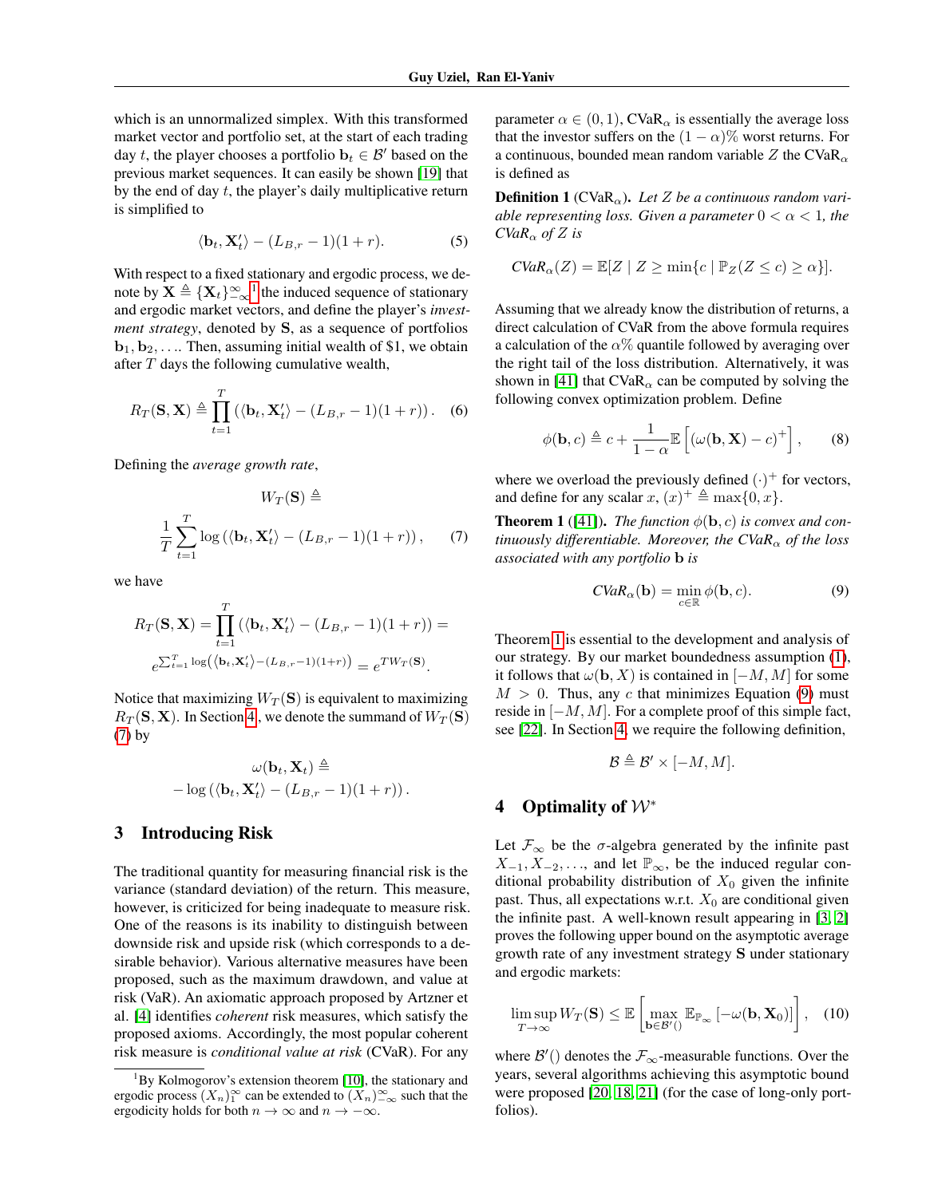which is an unnormalized simplex. With this transformed market vector and portfolio set, at the start of each trading day $t$, the player chooses a portfolio $\mathbf{b}_t \in \mathcal{B}'$ based on the previous market sequences. It can easily be shown [19] that by the end of day $t$, the player's daily multiplicative return is simplified to

$$\langle \mathbf{b}_t, \mathbf{X}'_t \rangle - (L_{B,r} - 1)(1 + r). \tag{5}$$

With respect to a fixed stationary and ergodic process, we denote by $\mathbf{X} \triangleq \{\mathbf{X}_t\}_{-\infty}^{\infty}$[1] the induced sequence of stationary and ergodic market vectors, and define the player's *investment strategy*, denoted by $\mathbf{S}$, as a sequence of portfolios $\mathbf{b}_1, \mathbf{b}_2, \ldots$. Then, assuming initial wealth of \$1, we obtain after $T$ days the following cumulative wealth,

$$R_T(\mathbf{S}, \mathbf{X}) \triangleq \prod_{t=1}^{T} \left( \langle \mathbf{b}_t, \mathbf{X}'_t \rangle - (L_{B,r} - 1)(1 + r) \right). \tag{6}$$

Defining the *average growth rate*,

$$W_T(\mathbf{S}) \triangleq \frac{1}{T} \sum_{t=1}^{T} \log \left( \langle \mathbf{b}_t, \mathbf{X}'_t \rangle - (L_{B,r} - 1)(1 + r) \right), \tag{7}$$

we have

$$R_T(\mathbf{S}, \mathbf{X}) = \prod_{t=1}^{T} \left( \langle \mathbf{b}_t, \mathbf{X}'_t \rangle - (L_{B,r} - 1)(1 + r) \right) = e^{\sum_{t=1}^{T} \log\left( \langle \mathbf{b}_t, \mathbf{X}'_t \rangle - (L_{B,r} - 1)(1+r) \right)} = e^{T W_T(\mathbf{S})}.$$

Notice that maximizing $W_T(\mathbf{S})$ is equivalent to maximizing $R_T(\mathbf{S}, \mathbf{X})$. In Section 4, we denote the summand of $W_T(\mathbf{S})$ (7) by

$$\omega(\mathbf{b}_t, \mathbf{X}_t) \triangleq - \log \left( \langle \mathbf{b}_t, \mathbf{X}'_t \rangle - (L_{B,r} - 1)(1 + r) \right).$$

## 3 Introducing Risk

The traditional quantity for measuring financial risk is the variance (standard deviation) of the return. This measure, however, is criticized for being inadequate to measure risk. One of the reasons is its inability to distinguish between downside risk and upside risk (which corresponds to a desirable behavior). Various alternative measures have been proposed, such as the maximum drawdown, and value at risk (VaR). An axiomatic approach proposed by Artzner et al. [4] identifies *coherent* risk measures, which satisfy the proposed axioms. Accordingly, the most popular coherent risk measure is *conditional value at risk* (CVaR). For any parameter $\alpha \in (0, 1)$, $\text{CVaR}_\alpha$ is essentially the average loss that the investor suffers on the $(1 - \alpha)\%$ worst returns. For a continuous, bounded mean random variable $Z$ the $\text{CVaR}_\alpha$ is defined as

**Definition 1** ($\text{CVaR}_\alpha$)**.** *Let $Z$ be a continuous random variable representing loss. Given a parameter $0 < \alpha < 1$, the $\text{CVaR}_\alpha$ of $Z$ is*

$$\text{CVaR}_\alpha(Z) = \mathbb{E}[Z \mid Z \geq \min\{c \mid \mathbb{P}_Z(Z \leq c) \geq \alpha\}].$$

Assuming that we already know the distribution of returns, a direct calculation of CVaR from the above formula requires a calculation of the $\alpha\%$ quantile followed by averaging over the right tail of the loss distribution. Alternatively, it was shown in [41] that $\text{CVaR}_\alpha$ can be computed by solving the following convex optimization problem. Define

$$\phi(\mathbf{b}, c) \triangleq c + \frac{1}{1 - \alpha} \mathbb{E}\left[ (\omega(\mathbf{b}, \mathbf{X}) - c)^+ \right], \tag{8}$$

where we overload the previously defined $(\cdot)^+$ for vectors, and define for any scalar $x$, $(x)^+ \triangleq \max\{0, x\}$.

**Theorem 1** ([41])**.** *The function $\phi(\mathbf{b}, c)$ is convex and continuously differentiable. Moreover, the $\text{CVaR}_\alpha$ of the loss associated with any portfolio $\mathbf{b}$ is*

$$\text{CVaR}_\alpha(\mathbf{b}) = \min_{c \in \mathbb{R}} \phi(\mathbf{b}, c). \tag{9}$$

Theorem 1 is essential to the development and analysis of our strategy. By our market boundedness assumption (1), it follows that $\omega(\mathbf{b}, X)$ is contained in $[-M, M]$ for some $M > 0$. Thus, any $c$ that minimizes Equation (9) must reside in $[-M, M]$. For a complete proof of this simple fact, see [22]. In Section 4, we require the following definition,

$$\mathcal{B} \triangleq \mathcal{B}' \times [-M, M].$$

## 4 Optimality of $\mathcal{W}^*$

Let $\mathcal{F}_\infty$ be the $\sigma$-algebra generated by the infinite past $X_{-1}, X_{-2}, \ldots$, and let $\mathbb{P}_\infty$ be the induced regular conditional probability distribution of $X_0$ given the infinite past. Thus, all expectations w.r.t. $X_0$ are conditional given the infinite past. A well-known result appearing in [3, 2] proves the following upper bound on the asymptotic average growth rate of any investment strategy $\mathbf{S}$ under stationary and ergodic markets:

$$\limsup_{T \to \infty} W_T(\mathbf{S}) \leq \mathbb{E}\left[ \max_{\mathbf{b} \in \mathcal{B}'()} \mathbb{E}_{\mathbb{P}_\infty} \left[ -\omega(\mathbf{b}, \mathbf{X}_0) \right] \right], \tag{10}$$

where $\mathcal{B}'()$ denotes the $\mathcal{F}_\infty$-measurable functions. Over the years, several algorithms achieving this asymptotic bound were proposed [20, 18, 21] (for the case of long-only portfolios).

[1] By Kolmogorov's extension theorem [10], the stationary and ergodic process $(X_n)_1^\infty$ can be extended to $(X_n)_{-\infty}^{\infty}$ such that the ergodicity holds for both $n \to \infty$ and $n \to -\infty$.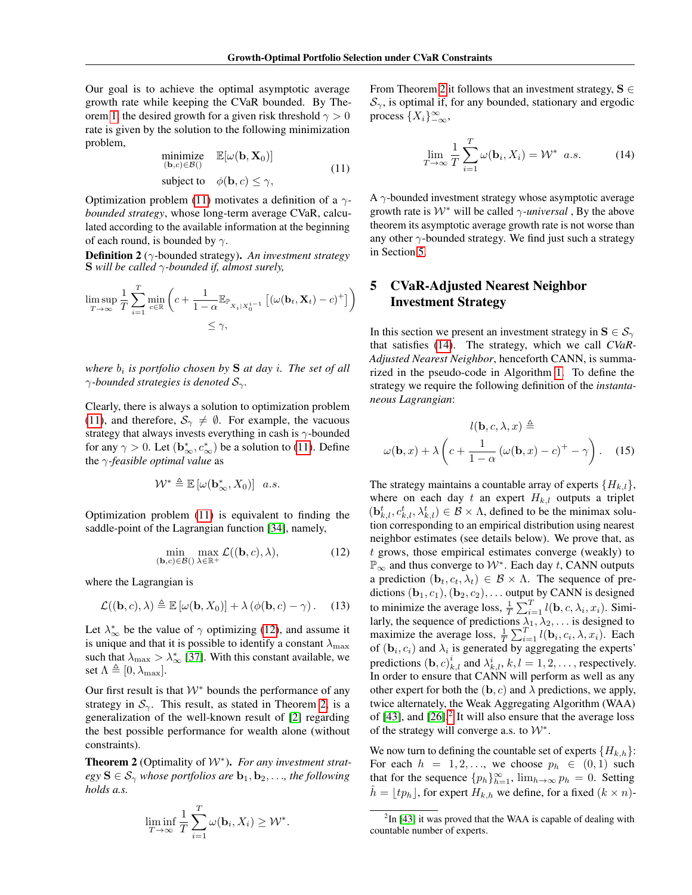Our goal is to achieve the optimal asymptotic average growth rate while keeping the CVaR bounded. By Theorem 1, the desired growth for a given risk threshold $\gamma > 0$ rate is given by the solution to the following minimization problem,

$$\begin{aligned} \underset{(\mathbf{b},c)\in\mathcal{B}()}{\text{minimize}} \quad & \mathbb{E}[\omega(\mathbf{b}, \mathbf{X}_0)] \\ \text{subject to} \quad & \phi(\mathbf{b}, c) \leq \gamma, \end{aligned} \tag{11}$$

Optimization problem (11) motivates a definition of a $\gamma$-*bounded strategy*, whose long-term average CVaR, calculated according to the available information at the beginning of each round, is bounded by $\gamma$.

**Definition 2** ($\gamma$-bounded strategy)**.** *An investment strategy* $\mathbf{S}$ *will be called* $\gamma$*-bounded if, almost surely,*

$$\limsup_{T\to\infty} \frac{1}{T}\sum_{i=1}^{T} \min_{c\in\mathbb{R}} \left( c + \frac{1}{1-\alpha}\mathbb{E}_{\mathbb{P}_{X_i|X_0^{i-1}}} \left[ (\omega(\mathbf{b}_t, \mathbf{X}_t) - c)^+ \right] \right) \leq \gamma,$$

*where $b_i$ is portfolio chosen by* $\mathbf{S}$ *at day $i$. The set of all* $\gamma$*-bounded strategies is denoted* $\mathcal{S}_\gamma$.

Clearly, there is always a solution to optimization problem (11), and therefore, $\mathcal{S}_\gamma \neq \emptyset$. For example, the vacuous strategy that always invests everything in cash is $\gamma$-bounded for any $\gamma > 0$. Let $(\mathbf{b}^*_\infty, c^*_\infty)$ be a solution to (11). Define the $\gamma$*-feasible optimal value* as

$$\mathcal{W}^* \triangleq \mathbb{E}\left[\omega(\mathbf{b}^*_\infty, X_0)\right] \quad a.s.$$

Optimization problem (11) is equivalent to finding the saddle-point of the Lagrangian function [34], namely,

$$\min_{(\mathbf{b},c)\in\mathcal{B}()} \max_{\lambda\in\mathbb{R}^+} \mathcal{L}((\mathbf{b}, c), \lambda), \tag{12}$$

where the Lagrangian is

$$\mathcal{L}((\mathbf{b}, c), \lambda) \triangleq \mathbb{E}\left[\omega(\mathbf{b}, X_0)\right] + \lambda\left(\phi(\mathbf{b}, c) - \gamma\right). \tag{13}$$

Let $\lambda^*_\infty$ be the value of $\gamma$ optimizing (12), and assume it is unique and that it is possible to identify a constant $\lambda_{\max}$ such that $\lambda_{\max} > \lambda^*_\infty$ [37]. With this constant available, we set $\Lambda \triangleq [0, \lambda_{\max}]$.

Our first result is that $\mathcal{W}^*$ bounds the performance of any strategy in $\mathcal{S}_\gamma$. This result, as stated in Theorem 2, is a generalization of the well-known result of [2] regarding the best possible performance for wealth alone (without constraints).

**Theorem 2** (Optimality of $\mathcal{W}^*$)**.** *For any investment strategy* $\mathbf{S} \in \mathcal{S}_\gamma$ *whose portfolios are* $\mathbf{b}_1, \mathbf{b}_2, \ldots$*, the following holds a.s.*

$$\liminf_{T\to\infty} \frac{1}{T}\sum_{i=1}^{T} \omega(\mathbf{b}_i, X_i) \geq \mathcal{W}^*.$$

From Theorem 2 it follows that an investment strategy, $\mathbf{S} \in \mathcal{S}_\gamma$, is optimal if, for any bounded, stationary and ergodic process $\{X_i\}_{-\infty}^{\infty}$,

$$\lim_{T\to\infty} \frac{1}{T}\sum_{i=1}^{T} \omega(\mathbf{b}_i, X_i) = \mathcal{W}^* \quad a.s. \tag{14}$$

A $\gamma$-bounded investment strategy whose asymptotic average growth rate is $\mathcal{W}^*$ will be called $\gamma$*-universal* , By the above theorem its asymptotic average growth rate is not worse than any other $\gamma$-bounded strategy. We find just such a strategy in Section 5.

## 5 CVaR-Adjusted Nearest Neighbor Investment Strategy

In this section we present an investment strategy in $\mathbf{S} \in \mathcal{S}_\gamma$ that satisfies (14). The strategy, which we call *CVaR-Adjusted Nearest Neighbor*, henceforth CANN, is summarized in the pseudo-code in Algorithm 1. To define the strategy we require the following definition of the *instantaneous Lagrangian*:

$$l(\mathbf{b}, c, \lambda, x) \triangleq$$
$$\omega(\mathbf{b}, x) + \lambda\left(c + \frac{1}{1-\alpha}\left(\omega(\mathbf{b}, x) - c\right)^+ - \gamma\right). \tag{15}$$

The strategy maintains a countable array of experts $\{H_{k,l}\}$, where on each day $t$ an expert $H_{k,l}$ outputs a triplet $(\mathbf{b}^t_{k,l}, c^t_{k,l}, \lambda^t_{k,l}) \in \mathcal{B} \times \Lambda$, defined to be the minimax solution corresponding to an empirical distribution using nearest neighbor estimates (see details below). We prove that, as $t$ grows, those empirical estimates converge (weakly) to $\mathbb{P}_\infty$ and thus converge to $\mathcal{W}^*$. Each day $t$, CANN outputs a prediction $(\mathbf{b}_t, c_t, \lambda_t) \in \mathcal{B} \times \Lambda$. The sequence of predictions $(\mathbf{b}_1, c_1), (\mathbf{b}_2, c_2), \ldots$ output by CANN is designed to minimize the average loss, $\frac{1}{T}\sum_{i=1}^{T} l(\mathbf{b}, c, \lambda_i, x_i)$. Similarly, the sequence of predictions $\lambda_1, \lambda_2, \ldots$ is designed to maximize the average loss, $\frac{1}{T}\sum_{i=1}^{T} l(\mathbf{b}_i, c_i, \lambda, x_i)$. Each of $(\mathbf{b}_i, c_i)$ and $\lambda_i$ is generated by aggregating the experts' predictions $(\mathbf{b}, c)^i_{k,l}$ and $\lambda^i_{k,l}$, $k, l = 1, 2, \ldots$, respectively. In order to ensure that CANN will perform as well as any other expert for both the $(\mathbf{b}, c)$ and $\lambda$ predictions, we apply, twice artificially, the Weak Aggregating Algorithm (WAA) of [43], and [26].[2] It will also ensure that the average loss of the strategy will converge a.s. to $\mathcal{W}^*$.

We now turn to defining the countable set of experts $\{H_{k,h}\}$: For each $h = 1, 2, \ldots$, we choose $p_h \in (0, 1)$ such that for the sequence $\{p_h\}_{h=1}^{\infty}$, $\lim_{h\to\infty} p_h = 0$. Setting $\hat{h} = \lfloor tp_h \rfloor$, for expert $H_{k,h}$ we define, for a fixed $(k \times n)$-

[2] In [43] it was proved that the WAA is capable of dealing with countable number of experts.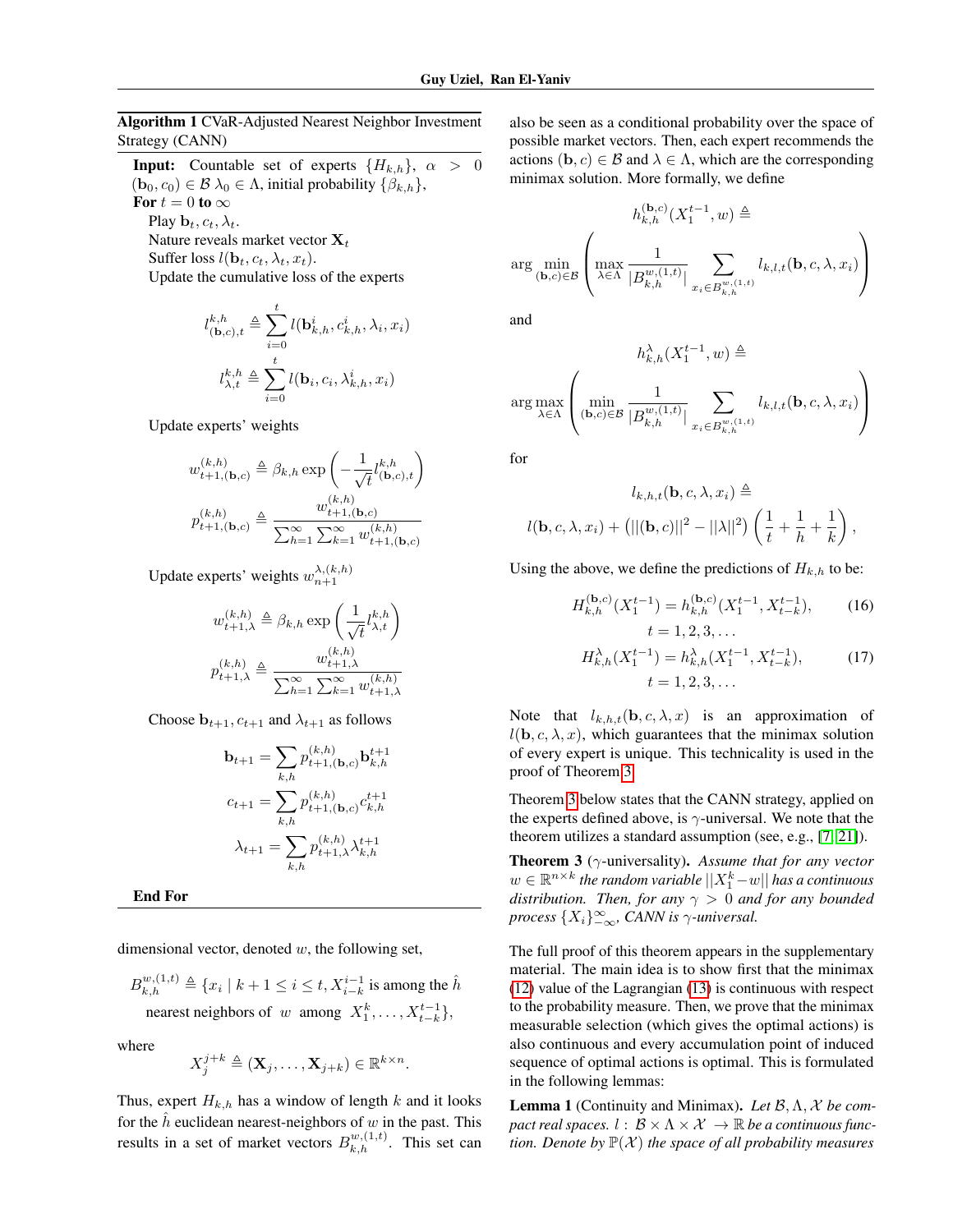**Algorithm 1** CVaR-Adjusted Nearest Neighbor Investment Strategy (CANN)

**Input:** Countable set of experts $\{H_{k,h}\}$, $\alpha > 0$ $(\mathbf{b}_0, c_0) \in \mathcal{B}$ $\lambda_0 \in \Lambda$, initial probability $\{\beta_{k,h}\}$,

**For** $t = 0$ **to** $\infty$

Play $\mathbf{b}_t, c_t, \lambda_t$.

Nature reveals market vector $\mathbf{X}_t$

Suffer loss $l(\mathbf{b}_t, c_t, \lambda_t, x_t)$.

Update the cumulative loss of the experts

$$l^{k,h}_{(\mathbf{b},c),t} \triangleq \sum_{i=0}^{t} l(\mathbf{b}^i_{k,h}, c^i_{k,h}, \lambda_i, x_i)$$

$$l^{k,h}_{\lambda,t} \triangleq \sum_{i=0}^{t} l(\mathbf{b}_i, c_i, \lambda^i_{k,h}, x_i)$$

Update experts' weights

$$w^{(k,h)}_{t+1,(\mathbf{b},c)} \triangleq \beta_{k,h} \exp\left(-\frac{1}{\sqrt{t}} l^{k,h}_{(\mathbf{b},c),t}\right)$$

$$p^{(k,h)}_{t+1,(\mathbf{b},c)} \triangleq \frac{w^{(k,h)}_{t+1,(\mathbf{b},c)}}{\sum_{h=1}^{\infty}\sum_{k=1}^{\infty} w^{(k,h)}_{t+1,(\mathbf{b},c)}}$$

Update experts' weights $w^{\lambda,(k,h)}_{n+1}$

$$w^{(k,h)}_{t+1,\lambda} \triangleq \beta_{k,h} \exp\left(\frac{1}{\sqrt{t}} l^{k,h}_{\lambda,t}\right)$$

$$p^{(k,h)}_{t+1,\lambda} \triangleq \frac{w^{(k,h)}_{t+1,\lambda}}{\sum_{h=1}^{\infty}\sum_{k=1}^{\infty} w^{(k,h)}_{t+1,\lambda}}$$

Choose $\mathbf{b}_{t+1}, c_{t+1}$ and $\lambda_{t+1}$ as follows

$$\mathbf{b}_{t+1} = \sum_{k,h} p^{(k,h)}_{t+1,(\mathbf{b},c)} \mathbf{b}^{t+1}_{k,h}$$

$$c_{t+1} = \sum_{k,h} p^{(k,h)}_{t+1,(\mathbf{b},c)} c^{t+1}_{k,h}$$

$$\lambda_{t+1} = \sum_{k,h} p^{(k,h)}_{t+1,\lambda} \lambda^{t+1}_{k,h}$$

**End For**

dimensional vector, denoted $w$, the following set,

$$B^{w,(1,t)}_{k,h} \triangleq \{x_i \mid k+1 \le i \le t, X^{i-1}_{i-k} \text{ is among the } \hat{h} \text{ nearest neighbors of } w \text{ among } X^k_1, \ldots, X^{t-1}_{t-k}\},$$

where

$$X^{j+k}_j \triangleq (\mathbf{X}_j, \ldots, \mathbf{X}_{j+k}) \in \mathbb{R}^{k \times n}.$$

Thus, expert $H_{k,h}$ has a window of length $k$ and it looks for the $\hat{h}$ euclidean nearest-neighbors of $w$ in the past. This results in a set of market vectors $B^{w,(1,t)}_{k,h}$. This set can also be seen as a conditional probability over the space of possible market vectors. Then, each expert recommends the actions $(\mathbf{b}, c) \in \mathcal{B}$ and $\lambda \in \Lambda$, which are the corresponding minimax solution. More formally, we define

$$h^{(\mathbf{b},c)}_{k,h}(X^{t-1}_1, w) \triangleq \arg\min_{(\mathbf{b},c)\in\mathcal{B}} \left( \max_{\lambda\in\Lambda} \frac{1}{|B^{w,(1,t)}_{k,h}|} \sum_{x_i \in B^{w,(1,t)}_{k,h}} l_{k,l,t}(\mathbf{b}, c, \lambda, x_i) \right)$$

and

$$h^{\lambda}_{k,h}(X^{t-1}_1, w) \triangleq \arg\max_{\lambda\in\Lambda} \left( \min_{(\mathbf{b},c)\in\mathcal{B}} \frac{1}{|B^{w,(1,t)}_{k,h}|} \sum_{x_i \in B^{w,(1,t)}_{k,h}} l_{k,l,t}(\mathbf{b}, c, \lambda, x_i) \right)$$

for

$$l_{k,h,t}(\mathbf{b}, c, \lambda, x_i) \triangleq l(\mathbf{b}, c, \lambda, x_i) + \left(||(\mathbf{b}, c)||^2 - ||\lambda||^2\right)\left(\frac{1}{t} + \frac{1}{h} + \frac{1}{k}\right),$$

Using the above, we define the predictions of $H_{k,h}$ to be:

$$H^{(\mathbf{b},c)}_{k,h}(X^{t-1}_1) = h^{(\mathbf{b},c)}_{k,h}(X^{t-1}_1, X^{t-1}_{t-k}), \quad t = 1, 2, 3, \ldots \tag{16}$$

$$H^{\lambda}_{k,h}(X^{t-1}_1) = h^{\lambda}_{k,h}(X^{t-1}_1, X^{t-1}_{t-k}), \quad t = 1, 2, 3, \ldots \tag{17}$$

Note that $l_{k,h,t}(\mathbf{b}, c, \lambda, x)$ is an approximation of $l(\mathbf{b}, c, \lambda, x)$, which guarantees that the minimax solution of every expert is unique. This technicality is used in the proof of Theorem 3.

Theorem 3 below states that the CANN strategy, applied on the experts defined above, is $\gamma$-universal. We note that the theorem utilizes a standard assumption (see, e.g., [7, 21]).

**Theorem 3** ($\gamma$-universality). *Assume that for any vector $w \in \mathbb{R}^{n\times k}$ the random variable $||X^k_1 - w||$ has a continuous distribution. Then, for any $\gamma > 0$ and for any bounded process $\{X_i\}^{\infty}_{-\infty}$, CANN is $\gamma$-universal.*

The full proof of this theorem appears in the supplementary material. The main idea is to show first that the minimax (12) value of the Lagrangian (13) is continuous with respect to the probability measure. Then, we prove that the minimax measurable selection (which gives the optimal actions) is also continuous and every accumulation point of induced sequence of optimal actions is optimal. This is formulated in the following lemmas:

**Lemma 1** (Continuity and Minimax). *Let $\mathcal{B}, \Lambda, \mathcal{X}$ be compact real spaces. $l : \mathcal{B} \times \Lambda \times \mathcal{X} \to \mathbb{R}$ be a continuous function. Denote by $\mathbb{P}(\mathcal{X})$ the space of all probability measures*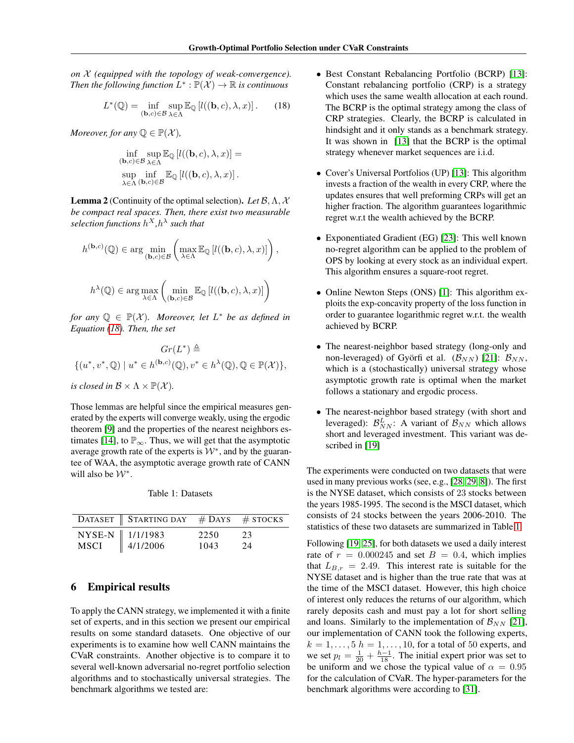*on $\mathcal{X}$ (equipped with the topology of weak-convergence). Then the following function $L^* : \mathbb{P}(\mathcal{X}) \to \mathbb{R}$ is continuous*

$$L^*(\mathbb{Q}) = \inf_{(\mathbf{b},c)\in\mathcal{B}} \sup_{\lambda\in\Lambda} \mathbb{E}_{\mathbb{Q}}\left[l((\mathbf{b},c),\lambda,x)\right]. \qquad (18)$$

*Moreover, for any $\mathbb{Q} \in \mathbb{P}(\mathcal{X})$,*

$$\inf_{(\mathbf{b},c)\in\mathcal{B}} \sup_{\lambda\in\Lambda} \mathbb{E}_{\mathbb{Q}}\left[l((\mathbf{b},c),\lambda,x)\right] = \sup_{\lambda\in\Lambda} \inf_{(\mathbf{b},c)\in\mathcal{B}} \mathbb{E}_{\mathbb{Q}}\left[l((\mathbf{b},c),\lambda,x)\right].$$

**Lemma 2** (Continuity of the optimal selection). *Let $\mathcal{B}, \Lambda, \mathcal{X}$ be compact real spaces. Then, there exist two measurable selection functions $h^X, h^\lambda$ such that*

$$h^{(\mathbf{b},c)}(\mathbb{Q}) \in \arg\min_{(\mathbf{b},c)\in\mathcal{B}} \left( \max_{\lambda\in\Lambda} \mathbb{E}_{\mathbb{Q}}\left[l((\mathbf{b},c),\lambda,x)\right] \right),$$

$$h^{\lambda}(\mathbb{Q}) \in \arg\max_{\lambda\in\Lambda} \left( \min_{(\mathbf{b},c)\in\mathcal{B}} \mathbb{E}_{\mathbb{Q}}\left[l((\mathbf{b},c),\lambda,x)\right] \right)$$

*for any $\mathbb{Q} \in \mathbb{P}(\mathcal{X})$. Moreover, let $L^*$ be as defined in Equation (18). Then, the set*

$$Gr(L^*) \triangleq \{(u^*, v^*, \mathbb{Q}) \mid u^* \in h^{(\mathbf{b},c)}(\mathbb{Q}), v^* \in h^{\lambda}(\mathbb{Q}), \mathbb{Q} \in \mathbb{P}(\mathcal{X})\},$$

*is closed in $\mathcal{B} \times \Lambda \times \mathbb{P}(\mathcal{X})$.*

Those lemmas are helpful since the empirical measures generated by the experts will converge weakly, using the ergodic theorem [9] and the properties of the nearest neighbors estimates [14], to $\mathbb{P}_\infty$. Thus, we will get that the asymptotic average growth rate of the experts is $\mathcal{W}^*$, and by the guarantee of WAA, the asymptotic average growth rate of CANN will also be $\mathcal{W}^*$.

Table 1: Datasets

| DATASET | STARTING DAY | # DAYS | # STOCKS |
|---|---|---|---|
| NYSE-N | 1/1/1983 | 2250 | 23 |
| MSCI | 4/1/2006 | 1043 | 24 |

## 6 Empirical results

To apply the CANN strategy, we implemented it with a finite set of experts, and in this section we present our empirical results on some standard datasets. One objective of our experiments is to examine how well CANN maintains the CVaR constraints. Another objective is to compare it to several well-known adversarial no-regret portfolio selection algorithms and to stochastically universal strategies. The benchmark algorithms we tested are:

- Best Constant Rebalancing Portfolio (BCRP) [13]: Constant rebalancing portfolio (CRP) is a strategy which uses the same wealth allocation at each round. The BCRP is the optimal strategy among the class of CRP strategies. Clearly, the BCRP is calculated in hindsight and it only stands as a benchmark strategy. It was shown in [13] that the BCRP is the optimal strategy whenever market sequences are i.i.d.
- Cover's Universal Portfolios (UP) [13]: This algorithm invests a fraction of the wealth in every CRP, where the updates ensures that well preforming CRPs will get an higher fraction. The algorithm guarantees logarithmic regret w.r.t the wealth achieved by the BCRP.
- Exponentiated Gradient (EG) [23]: This well known no-regret algorithm can be applied to the problem of OPS by looking at every stock as an individual expert. This algorithm ensures a square-root regret.
- Online Newton Steps (ONS) [1]: This algorithm exploits the exp-concavity property of the loss function in order to guarantee logarithmic regret w.r.t. the wealth achieved by BCRP.
- The nearest-neighbor based strategy (long-only and non-leveraged) of Györfi et al. ($\mathcal{B}_{NN}$) [21]: $\mathcal{B}_{NN}$, which is a (stochastically) universal strategy whose asymptotic growth rate is optimal when the market follows a stationary and ergodic process.
- The nearest-neighbor based strategy (with short and leveraged): $\mathcal{B}^L_{NN}$: A variant of $\mathcal{B}_{NN}$ which allows short and leveraged investment. This variant was described in [19]

The experiments were conducted on two datasets that were used in many previous works (see, e.g., [28, 29, 8]). The first is the NYSE dataset, which consists of 23 stocks between the years 1985-1995. The second is the MSCI dataset, which consists of 24 stocks between the years 2006-2010. The statistics of these two datasets are summarized in Table 1.

Following [19, 25], for both datasets we used a daily interest rate of $r = 0.000245$ and set $B = 0.4$, which implies that $L_{B,r} = 2.49$. This interest rate is suitable for the NYSE dataset and is higher than the true rate that was at the time of the MSCI dataset. However, this high choice of interest only reduces the returns of our algorithm, which rarely deposits cash and must pay a lot for short selling and loans. Similarly to the implementation of $\mathcal{B}_{NN}$ [21], our implementation of CANN took the following experts, $k = 1, \ldots, 5$ $h = 1, \ldots, 10$, for a total of 50 experts, and we set $p_l = \frac{1}{20} + \frac{h-1}{18}$. The initial expert prior was set to be uniform and we chose the typical value of $\alpha = 0.95$ for the calculation of CVaR. The hyper-parameters for the benchmark algorithms were according to [31].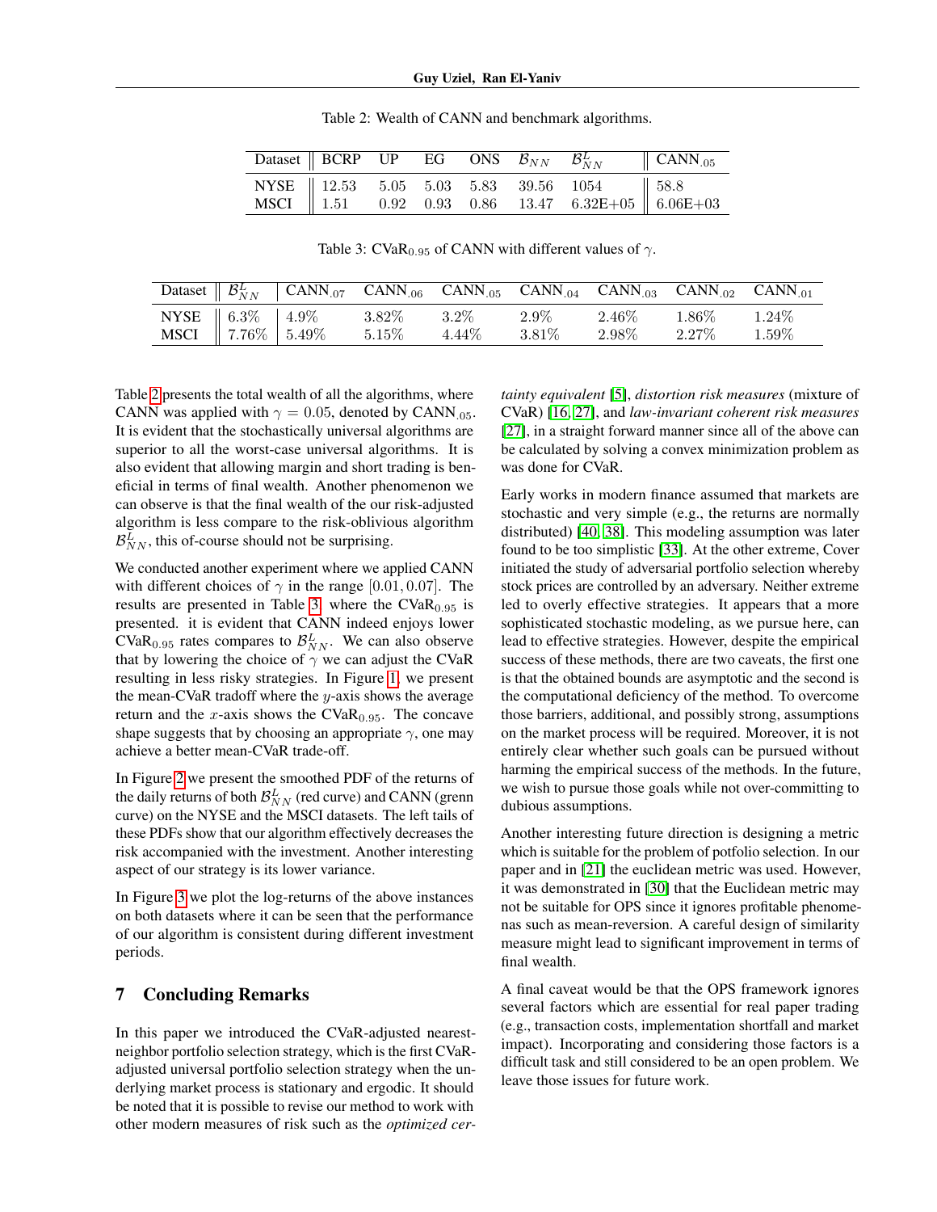Table 2: Wealth of CANN and benchmark algorithms.

| Dataset | BCRP | UP | EG | ONS | $\mathcal{B}_{NN}$ | $\mathcal{B}_{NN}^{L}$ | CANN$_{.05}$ |
|---|---|---|---|---|---|---|---|
| NYSE | 12.53 | 5.05 | 5.03 | 5.83 | 39.56 | 1054 | 58.8 |
| MSCI | 1.51 | 0.92 | 0.93 | 0.86 | 13.47 | 6.32E+05 | 6.06E+03 |

Table 3: CVaR$_{0.95}$ of CANN with different values of $\gamma$.

| Dataset | $\mathcal{B}_{NN}^{L}$ | CANN$_{.07}$ | CANN$_{.06}$ | CANN$_{.05}$ | CANN$_{.04}$ | CANN$_{.03}$ | CANN$_{.02}$ | CANN$_{.01}$ |
|---|---|---|---|---|---|---|---|---|
| NYSE | 6.3% | 4.9% | 3.82% | 3.2% | 2.9% | 2.46% | 1.86% | 1.24% |
| MSCI | 7.76% | 5.49% | 5.15% | 4.44% | 3.81% | 2.98% | 2.27% | 1.59% |

Table 2 presents the total wealth of all the algorithms, where CANN was applied with $\gamma = 0.05$, denoted by CANN$_{.05}$. It is evident that the stochastically universal algorithms are superior to all the worst-case universal algorithms. It is also evident that allowing margin and short trading is beneficial in terms of final wealth. Another phenomenon we can observe is that the final wealth of the our risk-adjusted algorithm is less compare to the risk-oblivious algorithm $\mathcal{B}_{NN}^{L}$, this of-course should not be surprising.

We conducted another experiment where we applied CANN with different choices of $\gamma$ in the range $[0.01, 0.07]$. The results are presented in Table 3, where the CVaR$_{0.95}$ is presented. it is evident that CANN indeed enjoys lower CVaR$_{0.95}$ rates compares to $\mathcal{B}_{NN}^{L}$. We can also observe that by lowering the choice of $\gamma$ we can adjust the CVaR resulting in less risky strategies. In Figure 1, we present the mean-CVaR tradoff where the $y$-axis shows the average return and the $x$-axis shows the CVaR$_{0.95}$. The concave shape suggests that by choosing an appropriate $\gamma$, one may achieve a better mean-CVaR trade-off.

In Figure 2 we present the smoothed PDF of the returns of the daily returns of both $\mathcal{B}_{NN}^{L}$ (red curve) and CANN (grenn curve) on the NYSE and the MSCI datasets. The left tails of these PDFs show that our algorithm effectively decreases the risk accompanied with the investment. Another interesting aspect of our strategy is its lower variance.

In Figure 3 we plot the log-returns of the above instances on both datasets where it can be seen that the performance of our algorithm is consistent during different investment periods.

## 7 Concluding Remarks

In this paper we introduced the CVaR-adjusted nearest-neighbor portfolio selection strategy, which is the first CVaR-adjusted universal portfolio selection strategy when the underlying market process is stationary and ergodic. It should be noted that it is possible to revise our method to work with other modern measures of risk such as the *optimized certainty equivalent* [5], *distortion risk measures* (mixture of CVaR) [16, 27], and *law-invariant coherent risk measures* [27], in a straight forward manner since all of the above can be calculated by solving a convex minimization problem as was done for CVaR.

Early works in modern finance assumed that markets are stochastic and very simple (e.g., the returns are normally distributed) [40, 38]. This modeling assumption was later found to be too simplistic [33]. At the other extreme, Cover initiated the study of adversarial portfolio selection whereby stock prices are controlled by an adversary. Neither extreme led to overly effective strategies. It appears that a more sophisticated stochastic modeling, as we pursue here, can lead to effective strategies. However, despite the empirical success of these methods, there are two caveats, the first one is that the obtained bounds are asymptotic and the second is the computational deficiency of the method. To overcome those barriers, additional, and possibly strong, assumptions on the market process will be required. Moreover, it is not entirely clear whether such goals can be pursued without harming the empirical success of the methods. In the future, we wish to pursue those goals while not over-committing to dubious assumptions.

Another interesting future direction is designing a metric which is suitable for the problem of potfolio selection. In our paper and in [21] the euclidean metric was used. However, it was demonstrated in [30] that the Euclidean metric may not be suitable for OPS since it ignores profitable phenomenas such as mean-reversion. A careful design of similarity measure might lead to significant improvement in terms of final wealth.

A final caveat would be that the OPS framework ignores several factors which are essential for real paper trading (e.g., transaction costs, implementation shortfall and market impact). Incorporating and considering those factors is a difficult task and still considered to be an open problem. We leave those issues for future work.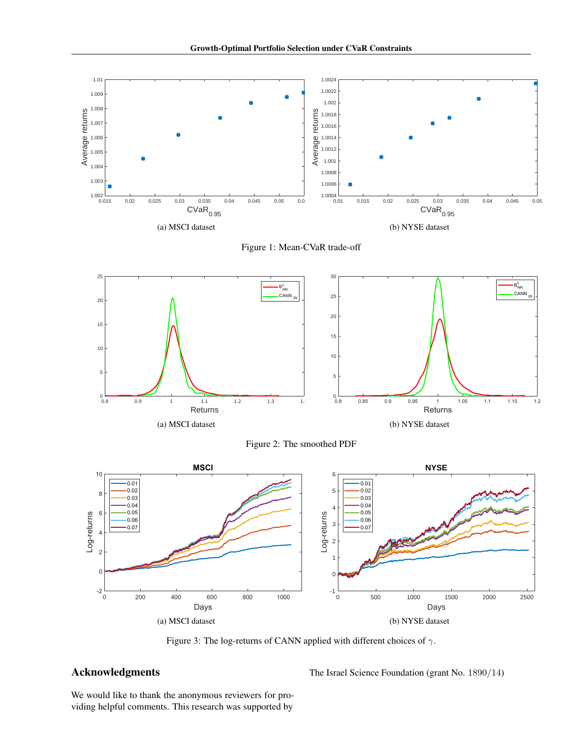(a) MSCI dataset

(b) NYSE dataset

Figure 1: Mean-CVaR trade-off

(a) MSCI dataset

(b) NYSE dataset

Figure 2: The smoothed PDF

(a) MSCI dataset

(b) NYSE dataset

Figure 3: The log-returns of CANN applied with different choices of $\gamma$.

## Acknowledgments

We would like to thank the anonymous reviewers for providing helpful comments. This research was supported by The Israel Science Foundation (grant No. 1890/14)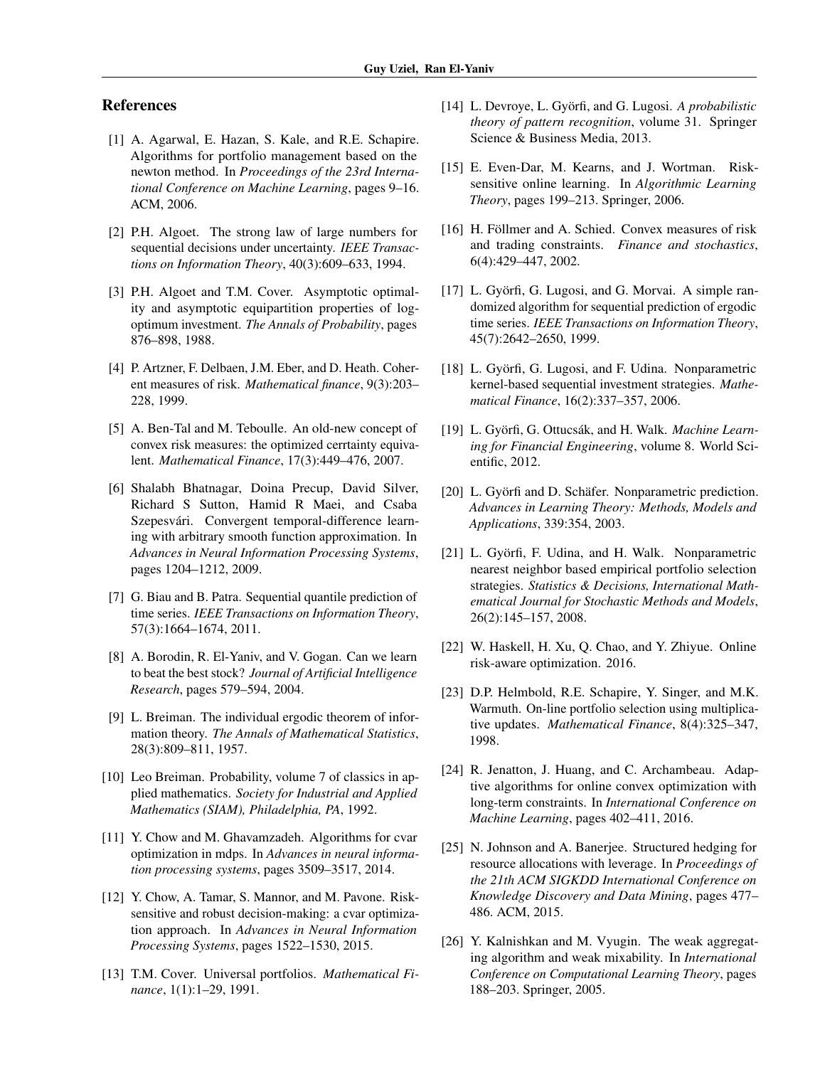## References

[1] A. Agarwal, E. Hazan, S. Kale, and R.E. Schapire. Algorithms for portfolio management based on the newton method. In *Proceedings of the 23rd International Conference on Machine Learning*, pages 9–16. ACM, 2006.

[2] P.H. Algoet. The strong law of large numbers for sequential decisions under uncertainty. *IEEE Transactions on Information Theory*, 40(3):609–633, 1994.

[3] P.H. Algoet and T.M. Cover. Asymptotic optimality and asymptotic equipartition properties of log-optimum investment. *The Annals of Probability*, pages 876–898, 1988.

[4] P. Artzner, F. Delbaen, J.M. Eber, and D. Heath. Coherent measures of risk. *Mathematical finance*, 9(3):203–228, 1999.

[5] A. Ben-Tal and M. Teboulle. An old-new concept of convex risk measures: the optimized cerrtainty equivalent. *Mathematical Finance*, 17(3):449–476, 2007.

[6] Shalabh Bhatnagar, Doina Precup, David Silver, Richard S Sutton, Hamid R Maei, and Csaba Szepesvári. Convergent temporal-difference learning with arbitrary smooth function approximation. In *Advances in Neural Information Processing Systems*, pages 1204–1212, 2009.

[7] G. Biau and B. Patra. Sequential quantile prediction of time series. *IEEE Transactions on Information Theory*, 57(3):1664–1674, 2011.

[8] A. Borodin, R. El-Yaniv, and V. Gogan. Can we learn to beat the best stock? *Journal of Artificial Intelligence Research*, pages 579–594, 2004.

[9] L. Breiman. The individual ergodic theorem of information theory. *The Annals of Mathematical Statistics*, 28(3):809–811, 1957.

[10] Leo Breiman. Probability, volume 7 of classics in applied mathematics. *Society for Industrial and Applied Mathematics (SIAM), Philadelphia, PA*, 1992.

[11] Y. Chow and M. Ghavamzadeh. Algorithms for cvar optimization in mdps. In *Advances in neural information processing systems*, pages 3509–3517, 2014.

[12] Y. Chow, A. Tamar, S. Mannor, and M. Pavone. Risk-sensitive and robust decision-making: a cvar optimization approach. In *Advances in Neural Information Processing Systems*, pages 1522–1530, 2015.

[13] T.M. Cover. Universal portfolios. *Mathematical Finance*, 1(1):1–29, 1991.

[14] L. Devroye, L. Györfi, and G. Lugosi. *A probabilistic theory of pattern recognition*, volume 31. Springer Science & Business Media, 2013.

[15] E. Even-Dar, M. Kearns, and J. Wortman. Risk-sensitive online learning. In *Algorithmic Learning Theory*, pages 199–213. Springer, 2006.

[16] H. Föllmer and A. Schied. Convex measures of risk and trading constraints. *Finance and stochastics*, 6(4):429–447, 2002.

[17] L. Györfi, G. Lugosi, and G. Morvai. A simple randomized algorithm for sequential prediction of ergodic time series. *IEEE Transactions on Information Theory*, 45(7):2642–2650, 1999.

[18] L. Györfi, G. Lugosi, and F. Udina. Nonparametric kernel-based sequential investment strategies. *Mathematical Finance*, 16(2):337–357, 2006.

[19] L. Györfi, G. Ottucsák, and H. Walk. *Machine Learning for Financial Engineering*, volume 8. World Scientific, 2012.

[20] L. Györfi and D. Schäfer. Nonparametric prediction. *Advances in Learning Theory: Methods, Models and Applications*, 339:354, 2003.

[21] L. Györfi, F. Udina, and H. Walk. Nonparametric nearest neighbor based empirical portfolio selection strategies. *Statistics & Decisions, International Mathematical Journal for Stochastic Methods and Models*, 26(2):145–157, 2008.

[22] W. Haskell, H. Xu, Q. Chao, and Y. Zhiyue. Online risk-aware optimization. 2016.

[23] D.P. Helmbold, R.E. Schapire, Y. Singer, and M.K. Warmuth. On-line portfolio selection using multiplicative updates. *Mathematical Finance*, 8(4):325–347, 1998.

[24] R. Jenatton, J. Huang, and C. Archambeau. Adaptive algorithms for online convex optimization with long-term constraints. In *International Conference on Machine Learning*, pages 402–411, 2016.

[25] N. Johnson and A. Banerjee. Structured hedging for resource allocations with leverage. In *Proceedings of the 21th ACM SIGKDD International Conference on Knowledge Discovery and Data Mining*, pages 477–486. ACM, 2015.

[26] Y. Kalnishkan and M. Vyugin. The weak aggregating algorithm and weak mixability. In *International Conference on Computational Learning Theory*, pages 188–203. Springer, 2005.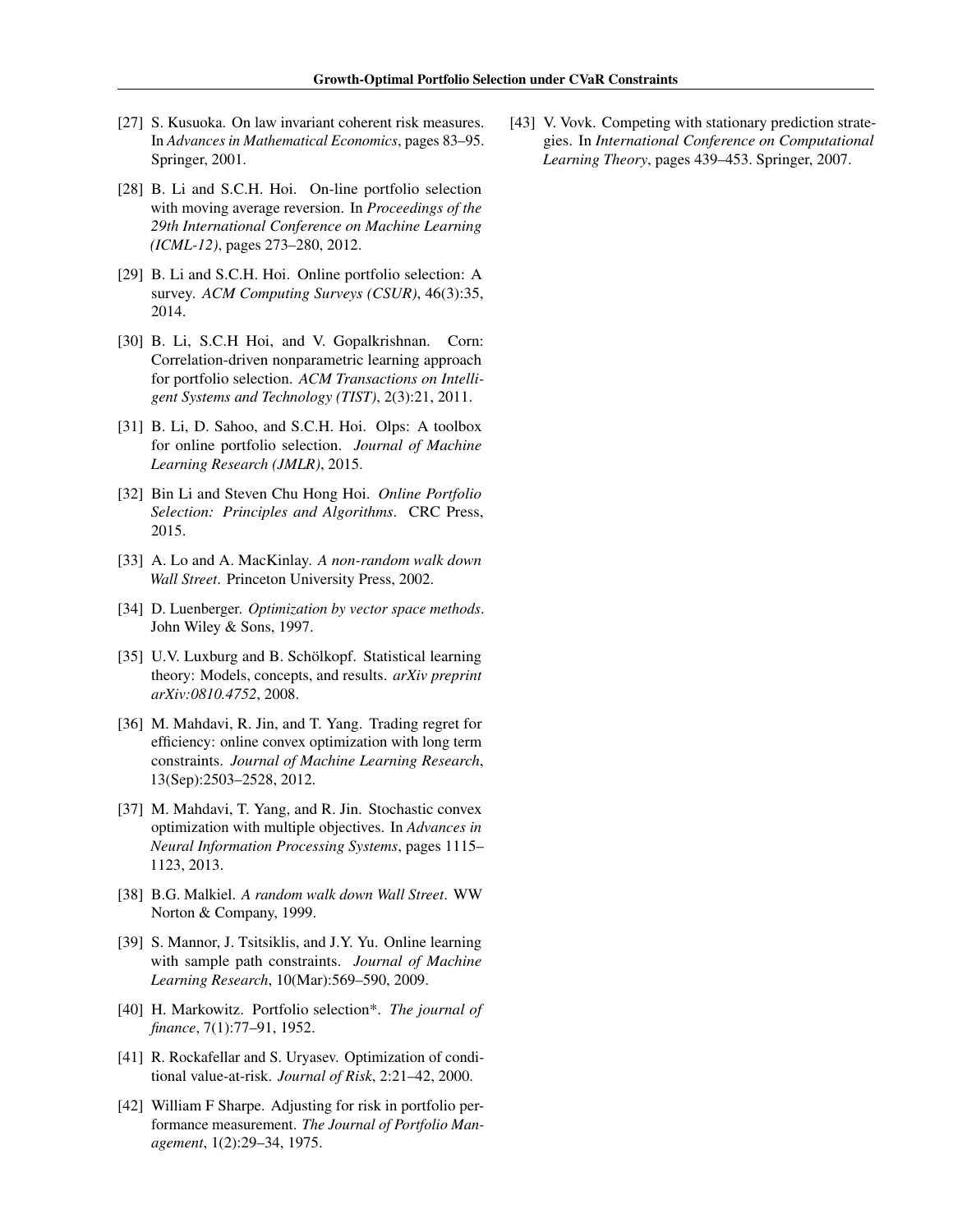[27] S. Kusuoka. On law invariant coherent risk measures. In *Advances in Mathematical Economics*, pages 83–95. Springer, 2001.

[28] B. Li and S.C.H. Hoi. On-line portfolio selection with moving average reversion. In *Proceedings of the 29th International Conference on Machine Learning (ICML-12)*, pages 273–280, 2012.

[29] B. Li and S.C.H. Hoi. Online portfolio selection: A survey. *ACM Computing Surveys (CSUR)*, 46(3):35, 2014.

[30] B. Li, S.C.H Hoi, and V. Gopalkrishnan. Corn: Correlation-driven nonparametric learning approach for portfolio selection. *ACM Transactions on Intelligent Systems and Technology (TIST)*, 2(3):21, 2011.

[31] B. Li, D. Sahoo, and S.C.H. Hoi. Olps: A toolbox for online portfolio selection. *Journal of Machine Learning Research (JMLR)*, 2015.

[32] Bin Li and Steven Chu Hong Hoi. *Online Portfolio Selection: Principles and Algorithms*. CRC Press, 2015.

[33] A. Lo and A. MacKinlay. *A non-random walk down Wall Street*. Princeton University Press, 2002.

[34] D. Luenberger. *Optimization by vector space methods*. John Wiley & Sons, 1997.

[35] U.V. Luxburg and B. Schölkopf. Statistical learning theory: Models, concepts, and results. *arXiv preprint arXiv:0810.4752*, 2008.

[36] M. Mahdavi, R. Jin, and T. Yang. Trading regret for efficiency: online convex optimization with long term constraints. *Journal of Machine Learning Research*, 13(Sep):2503–2528, 2012.

[37] M. Mahdavi, T. Yang, and R. Jin. Stochastic convex optimization with multiple objectives. In *Advances in Neural Information Processing Systems*, pages 1115–1123, 2013.

[38] B.G. Malkiel. *A random walk down Wall Street*. WW Norton & Company, 1999.

[39] S. Mannor, J. Tsitsiklis, and J.Y. Yu. Online learning with sample path constraints. *Journal of Machine Learning Research*, 10(Mar):569–590, 2009.

[40] H. Markowitz. Portfolio selection*. *The journal of finance*, 7(1):77–91, 1952.

[41] R. Rockafellar and S. Uryasev. Optimization of conditional value-at-risk. *Journal of Risk*, 2:21–42, 2000.

[42] William F Sharpe. Adjusting for risk in portfolio performance measurement. *The Journal of Portfolio Management*, 1(2):29–34, 1975.

[43] V. Vovk. Competing with stationary prediction strategies. In *International Conference on Computational Learning Theory*, pages 439–453. Springer, 2007.